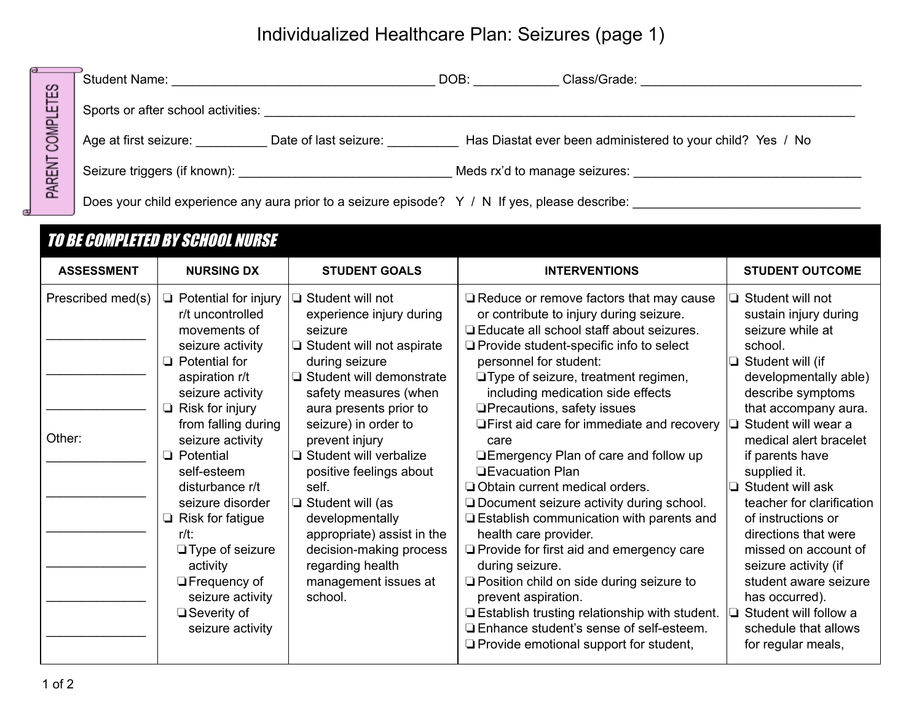# Individualized Healthcare Plan: Seizures (page 1)

**PARENT COMPLETES**

Student Name: ______________________________________ DOB: ____________ Class/Grade: ________________________________

Sports or after school activities: ____________________________________________________________________________________

Age at first seizure: __________ Date of last seizure: __________ Has Diastat ever been administered to your child? Yes / No

Seizure triggers (if known): _______________________________ Meds rx'd to manage seizures: _________________________________

Does your child experience any aura prior to a seizure episode? Y / N If yes, please describe: _________________________________

***TO BE COMPLETED BY SCHOOL NURSE***

| ASSESSMENT | NURSING DX | STUDENT GOALS | INTERVENTIONS | STUDENT OUTCOME |
|---|---|---|---|---|
| Prescribed med(s)<br><br>______________<br><br>______________<br><br>______________<br><br>Other:<br>______________<br><br>______________<br><br>______________<br><br>______________<br><br>______________<br><br>______________ | ❏ Potential for injury r/t uncontrolled movements of seizure activity<br>❏ Potential for aspiration r/t seizure activity<br>❏ Risk for injury from falling during seizure activity<br>❏ Potential self-esteem disturbance r/t seizure disorder<br>❏ Risk for fatigue r/t:<br>&nbsp;&nbsp;❏ Type of seizure activity<br>&nbsp;&nbsp;❏ Frequency of seizure activity<br>&nbsp;&nbsp;❏ Severity of seizure activity | ❏ Student will not experience injury during seizure<br>❏ Student will not aspirate during seizure<br>❏ Student will demonstrate safety measures (when aura presents prior to seizure) in order to prevent injury<br>❏ Student will verbalize positive feelings about self.<br>❏ Student will (as developmentally appropriate) assist in the decision-making process regarding health management issues at school. | ❏ Reduce or remove factors that may cause or contribute to injury during seizure.<br>❏ Educate all school staff about seizures.<br>❏ Provide student-specific info to select personnel for student:<br>&nbsp;&nbsp;❏ Type of seizure, treatment regimen, including medication side effects<br>&nbsp;&nbsp;❏ Precautions, safety issues<br>&nbsp;&nbsp;❏ First aid care for immediate and recovery care<br>&nbsp;&nbsp;❏ Emergency Plan of care and follow up<br>&nbsp;&nbsp;❏ Evacuation Plan<br>❏ Obtain current medical orders.<br>❏ Document seizure activity during school.<br>❏ Establish communication with parents and health care provider.<br>❏ Provide for first aid and emergency care during seizure.<br>❏ Position child on side during seizure to prevent aspiration.<br>❏ Establish trusting relationship with student.<br>❏ Enhance student's sense of self-esteem.<br>❏ Provide emotional support for student, | ❏ Student will not sustain injury during seizure while at school.<br>❏ Student will (if developmentally able) describe symptoms that accompany aura.<br>❏ Student will wear a medical alert bracelet if parents have supplied it.<br>❏ Student will ask teacher for clarification of instructions or directions that were missed on account of seizure activity (if student aware seizure has occurred).<br>❏ Student will follow a schedule that allows for regular meals, |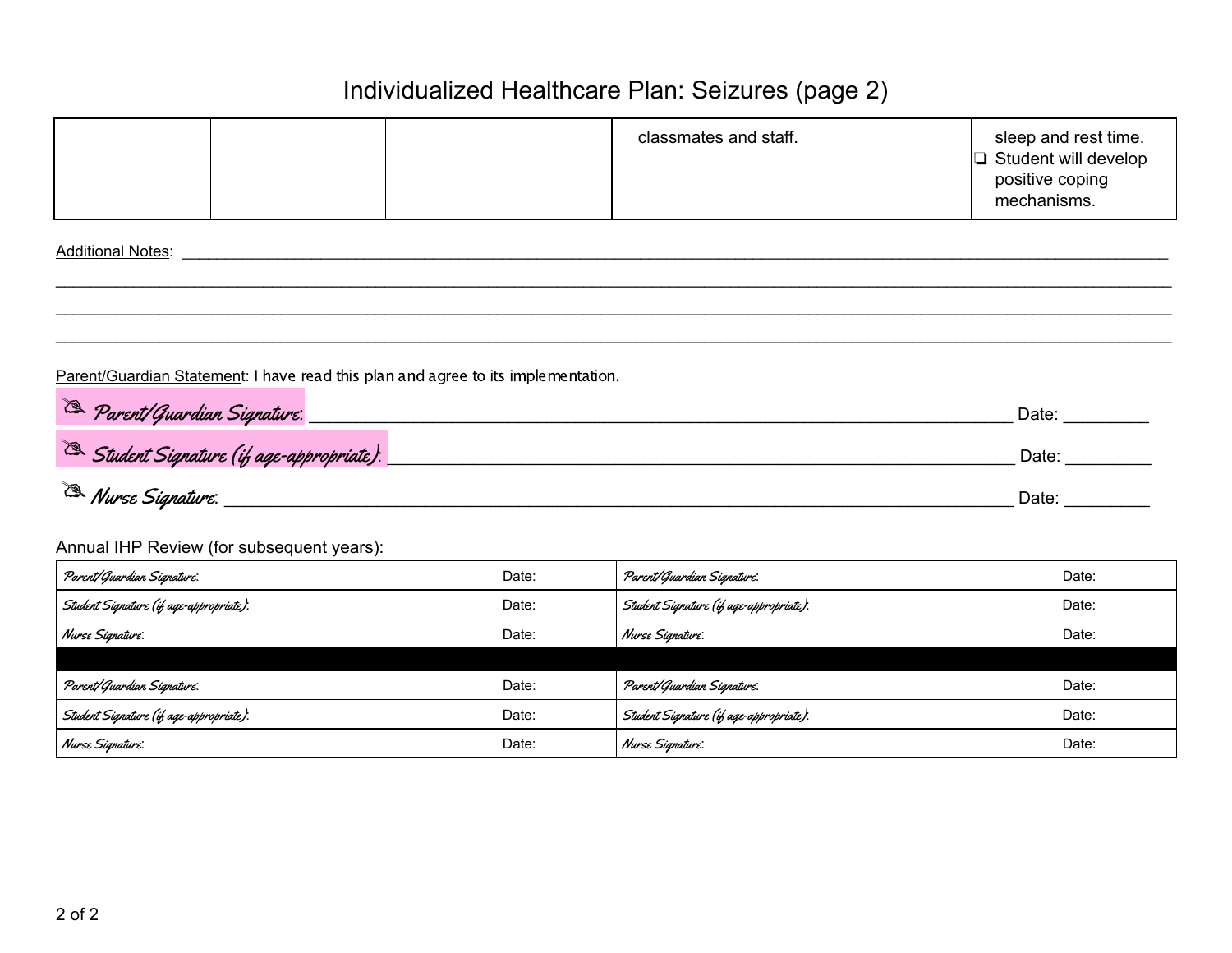// Individualized Healthcare Plan: Seizures (page 2)

| | | | | |
|---|---|---|---|---|
| | | | classmates and staff. | sleep and rest time.<br>❏ Student will develop positive coping mechanisms. |

Additional Notes: ____________________________________________________________________________________________________________

____________________________________________________________________________________________________________

____________________________________________________________________________________________________________

____________________________________________________________________________________________________________

Parent/Guardian Statement: I have read this plan and agree to its implementation.

✍ *Parent/Guardian Signature*: ______________________________________________________________________________ Date: _________

✍ *Student Signature (if age-appropriate)*: _______________________________________________________________________ Date: _________

✍ *Nurse Signature*: _________________________________________________________________________________________ Date: _________

Annual IHP Review (for subsequent years):

| | | | |
|---|---|---|---|
| *Parent/Guardian Signature*: | Date: | *Parent/Guardian Signature*: | Date: |
| *Student Signature (if age-appropriate)*: | Date: | *Student Signature (if age-appropriate)*: | Date: |
| *Nurse Signature*: | Date: | *Nurse Signature*: | Date: |
| | | | |
| *Parent/Guardian Signature*: | Date: | *Parent/Guardian Signature*: | Date: |
| *Student Signature (if age-appropriate)*: | Date: | *Student Signature (if age-appropriate)*: | Date: |
| *Nurse Signature*: | Date: | *Nurse Signature*: | Date: |